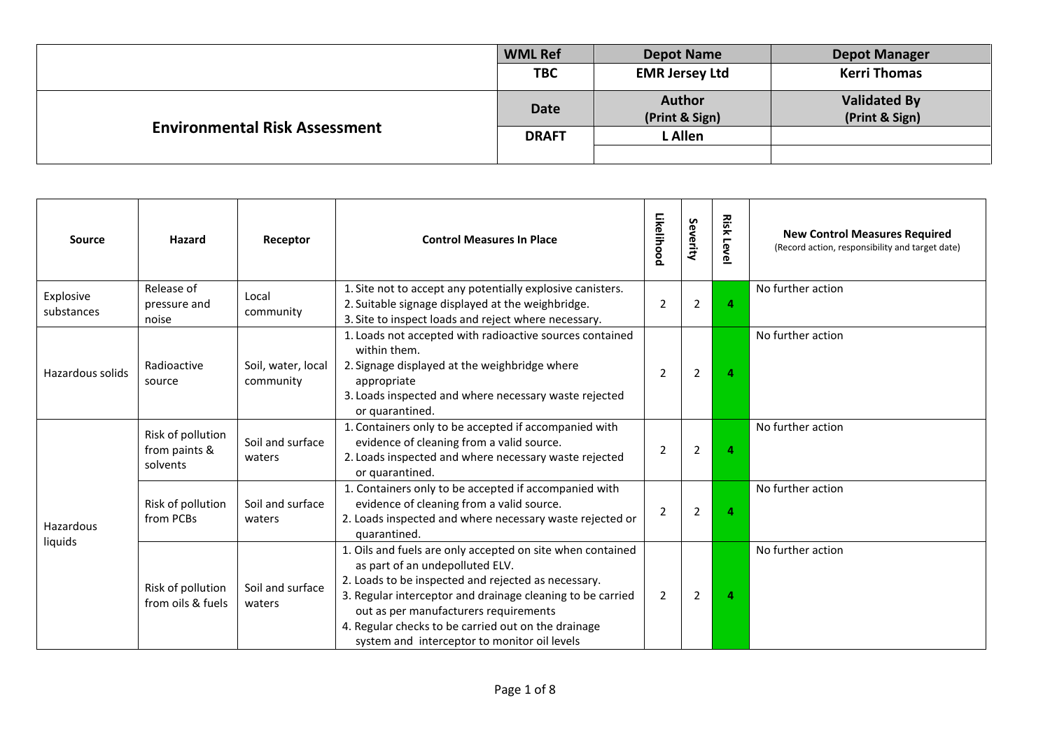| | WML Ref | Depot Name | Depot Manager |
|---|---|---|---|
| | TBC | EMR Jersey Ltd | Kerri Thomas |
| **Environmental Risk Assessment** | Date | Author (Print & Sign) | Validated By (Print & Sign) |
| | DRAFT | L Allen | |
| | | | |

| Source | Hazard | Receptor | Control Measures In Place | Likelihood | Severity | Risk Level | New Control Measures Required (Record action, responsibility and target date) |
|---|---|---|---|---|---|---|---|
| Explosive substances | Release of pressure and noise | Local community | 1. Site not to accept any potentially explosive canisters.<br>2. Suitable signage displayed at the weighbridge.<br>3. Site to inspect loads and reject where necessary. | 2 | 2 | 4 | No further action |
| Hazardous solids | Radioactive source | Soil, water, local community | 1. Loads not accepted with radioactive sources contained within them.<br>2. Signage displayed at the weighbridge where appropriate<br>3. Loads inspected and where necessary waste rejected or quarantined. | 2 | 2 | 4 | No further action |
| Hazardous liquids | Risk of pollution from paints & solvents | Soil and surface waters | 1. Containers only to be accepted if accompanied with evidence of cleaning from a valid source.<br>2. Loads inspected and where necessary waste rejected or quarantined. | 2 | 2 | 4 | No further action |
| | Risk of pollution from PCBs | Soil and surface waters | 1. Containers only to be accepted if accompanied with evidence of cleaning from a valid source.<br>2. Loads inspected and where necessary waste rejected or quarantined. | 2 | 2 | 4 | No further action |
| | Risk of pollution from oils & fuels | Soil and surface waters | 1. Oils and fuels are only accepted on site when contained as part of an undepolluted ELV.<br>2. Loads to be inspected and rejected as necessary.<br>3. Regular interceptor and drainage cleaning to be carried out as per manufacturers requirements<br>4. Regular checks to be carried out on the drainage system and interceptor to monitor oil levels | 2 | 2 | 4 | No further action |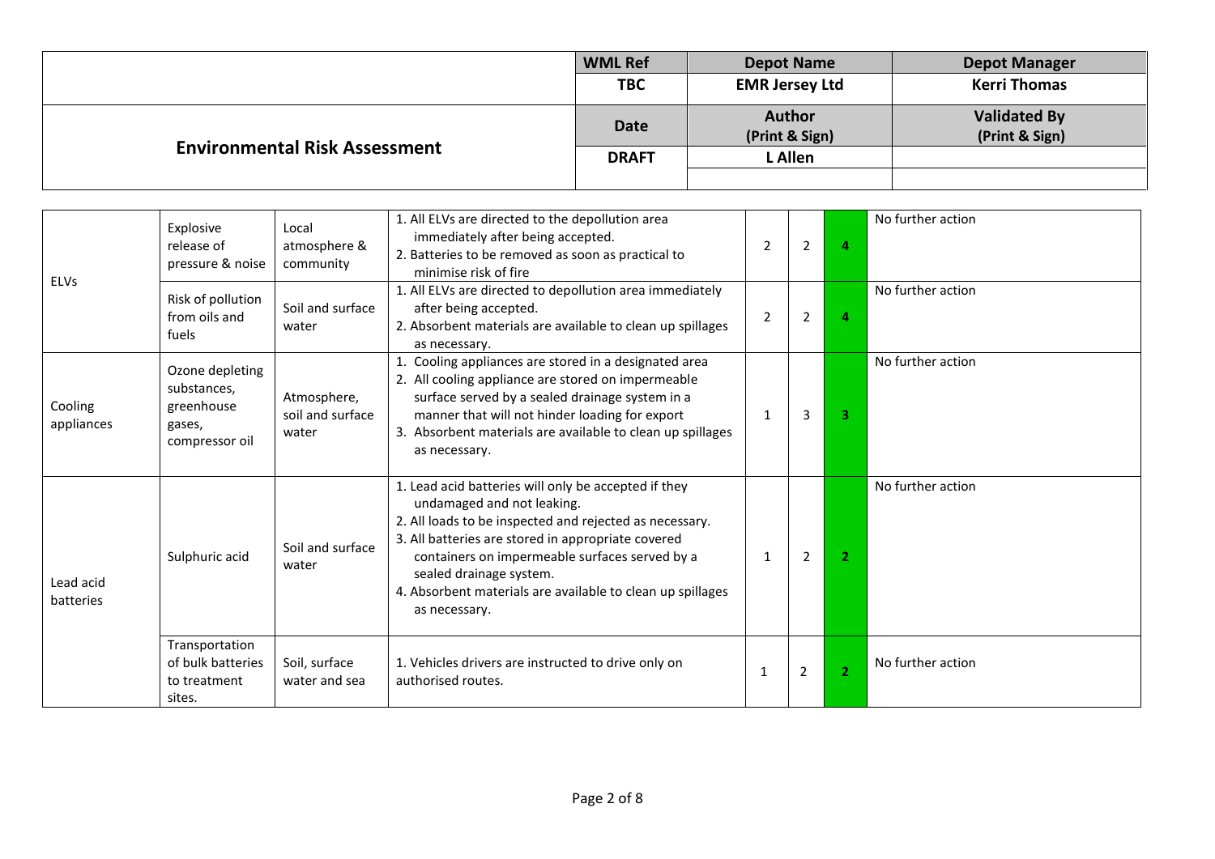| | WML Ref | Depot Name | Depot Manager |
|---|---|---|---|
| | TBC | EMR Jersey Ltd | Kerri Thomas |
| **Environmental Risk Assessment** | Date | Author (Print & Sign) | Validated By (Print & Sign) |
| | DRAFT | L Allen | |

| | | | | | | | |
|---|---|---|---|---|---|---|---|
| ELVs | Explosive release of pressure & noise | Local atmosphere & community | 1. All ELVs are directed to the depollution area immediately after being accepted.<br>2. Batteries to be removed as soon as practical to minimise risk of fire | 2 | 2 | 4 | No further action |
| | Risk of pollution from oils and fuels | Soil and surface water | 1. All ELVs are directed to depollution area immediately after being accepted.<br>2. Absorbent materials are available to clean up spillages as necessary. | 2 | 2 | 4 | No further action |
| Cooling appliances | Ozone depleting substances, greenhouse gases, compressor oil | Atmosphere, soil and surface water | 1. Cooling appliances are stored in a designated area<br>2. All cooling appliance are stored on impermeable surface served by a sealed drainage system in a manner that will not hinder loading for export<br>3. Absorbent materials are available to clean up spillages as necessary. | 1 | 3 | 3 | No further action |
| Lead acid batteries | Sulphuric acid | Soil and surface water | 1. Lead acid batteries will only be accepted if they undamaged and not leaking.<br>2. All loads to be inspected and rejected as necessary.<br>3. All batteries are stored in appropriate covered containers on impermeable surfaces served by a sealed drainage system.<br>4. Absorbent materials are available to clean up spillages as necessary. | 1 | 2 | 2 | No further action |
| | Transportation of bulk batteries to treatment sites. | Soil, surface water and sea | 1. Vehicles drivers are instructed to drive only on authorised routes. | 1 | 2 | 2 | No further action |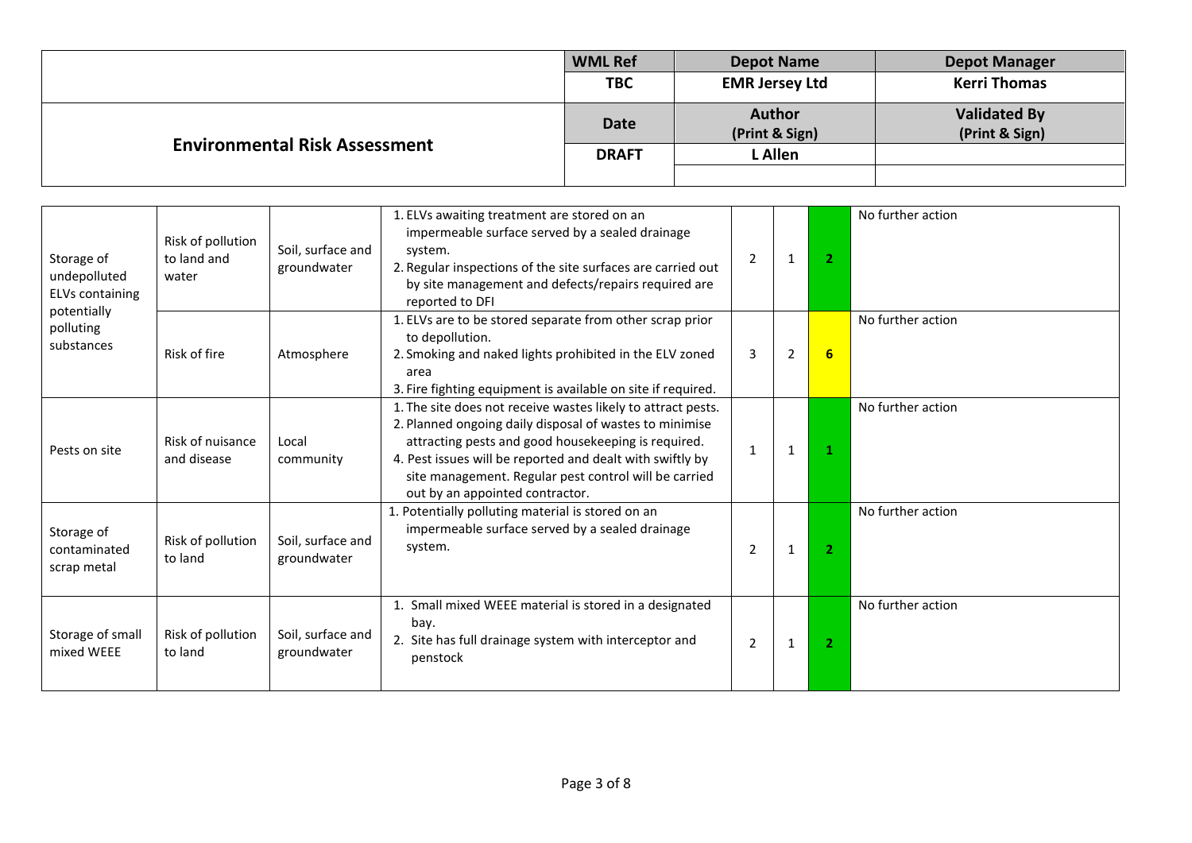| | WML Ref | Depot Name | Depot Manager |
|---|---|---|---|
| | **TBC** | **EMR Jersey Ltd** | **Kerri Thomas** |
| **Environmental Risk Assessment** | **Date** | **Author (Print & Sign)** | **Validated By (Print & Sign)** |
| | **DRAFT** | **L Allen** | |

| | | | | | | | |
|---|---|---|---|---|---|---|---|
| Storage of undepolluted ELVs containing potentially polluting substances | Risk of pollution to land and water | Soil, surface and groundwater | 1. ELVs awaiting treatment are stored on an impermeable surface served by a sealed drainage system.<br>2. Regular inspections of the site surfaces are carried out by site management and defects/repairs required are reported to DFI | 2 | 1 | 2 | No further action |
| | Risk of fire | Atmosphere | 1. ELVs are to be stored separate from other scrap prior to depollution.<br>2. Smoking and naked lights prohibited in the ELV zoned area<br>3. Fire fighting equipment is available on site if required. | 3 | 2 | 6 | No further action |
| Pests on site | Risk of nuisance and disease | Local community | 1. The site does not receive wastes likely to attract pests.<br>2. Planned ongoing daily disposal of wastes to minimise attracting pests and good housekeeping is required.<br>4. Pest issues will be reported and dealt with swiftly by site management. Regular pest control will be carried out by an appointed contractor. | 1 | 1 | 1 | No further action |
| Storage of contaminated scrap metal | Risk of pollution to land | Soil, surface and groundwater | 1. Potentially polluting material is stored on an impermeable surface served by a sealed drainage system. | 2 | 1 | 2 | No further action |
| Storage of small mixed WEEE | Risk of pollution to land | Soil, surface and groundwater | 1. Small mixed WEEE material is stored in a designated bay.<br>2. Site has full drainage system with interceptor and penstock | 2 | 1 | 2 | No further action |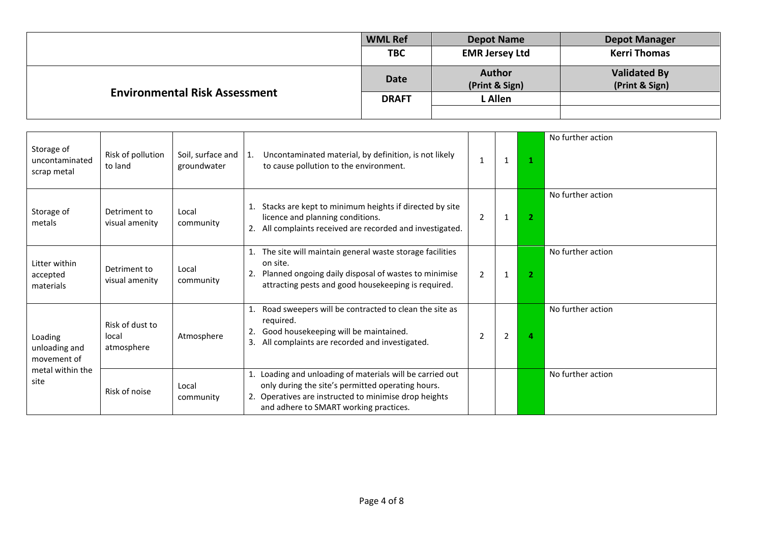| | WML Ref | Depot Name | Depot Manager |
|---|---|---|---|
| | TBC | EMR Jersey Ltd | Kerri Thomas |
| **Environmental Risk Assessment** | Date | Author (Print & Sign) | Validated By (Print & Sign) |
| | DRAFT | L Allen | |

| | | | | | | | |
|---|---|---|---|---|---|---|---|
| Storage of uncontaminated scrap metal | Risk of pollution to land | Soil, surface and groundwater | 1. Uncontaminated material, by definition, is not likely to cause pollution to the environment. | 1 | 1 | 1 | No further action |
| Storage of metals | Detriment to visual amenity | Local community | 1. Stacks are kept to minimum heights if directed by site licence and planning conditions.<br>2. All complaints received are recorded and investigated. | 2 | 1 | 2 | No further action |
| Litter within accepted materials | Detriment to visual amenity | Local community | 1. The site will maintain general waste storage facilities on site.<br>2. Planned ongoing daily disposal of wastes to minimise attracting pests and good housekeeping is required. | 2 | 1 | 2 | No further action |
| Loading unloading and movement of metal within the site | Risk of dust to local atmosphere | Atmosphere | 1. Road sweepers will be contracted to clean the site as required.<br>2. Good housekeeping will be maintained.<br>3. All complaints are recorded and investigated. | 2 | 2 | 4 | No further action |
| | Risk of noise | Local community | 1. Loading and unloading of materials will be carried out only during the site's permitted operating hours.<br>2. Operatives are instructed to minimise drop heights and adhere to SMART working practices. | | | | No further action |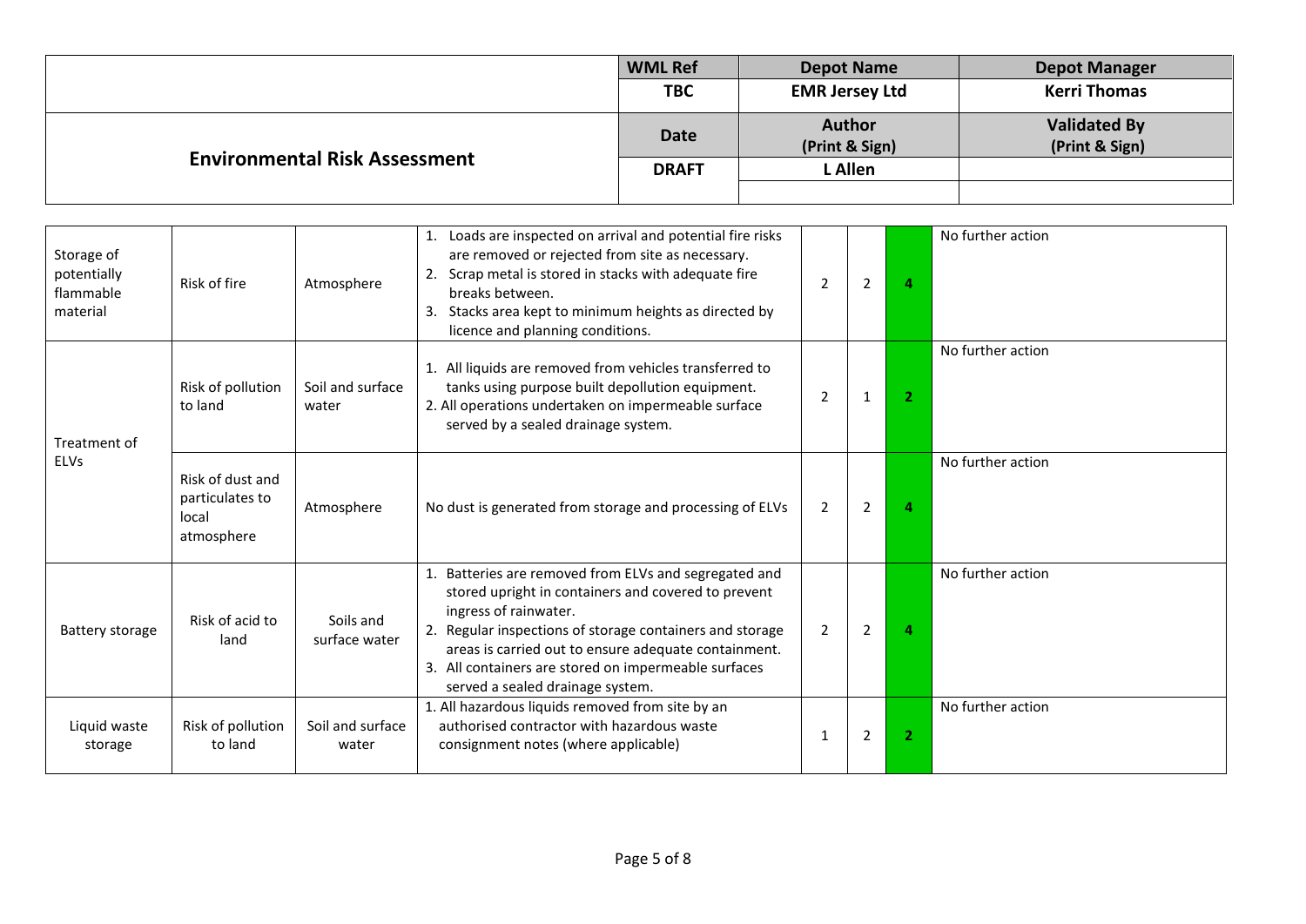| WML Ref | Depot Name | Depot Manager |
|---|---|---|
| TBC | EMR Jersey Ltd | Kerri Thomas |

## Environmental Risk Assessment

| Date | Author (Print & Sign) | Validated By (Print & Sign) |
|---|---|---|
| DRAFT | L Allen | |

| | | | | | | | |
|---|---|---|---|---|---|---|---|
| Storage of potentially flammable material | Risk of fire | Atmosphere | 1. Loads are inspected on arrival and potential fire risks are removed or rejected from site as necessary.<br>2. Scrap metal is stored in stacks with adequate fire breaks between.<br>3. Stacks area kept to minimum heights as directed by licence and planning conditions. | 2 | 2 | 4 | No further action |
| Treatment of ELVs | Risk of pollution to land | Soil and surface water | 1. All liquids are removed from vehicles transferred to tanks using purpose built depollution equipment.<br>2. All operations undertaken on impermeable surface served by a sealed drainage system. | 2 | 1 | 2 | No further action |
| | Risk of dust and particulates to local atmosphere | Atmosphere | No dust is generated from storage and processing of ELVs | 2 | 2 | 4 | No further action |
| Battery storage | Risk of acid to land | Soils and surface water | 1. Batteries are removed from ELVs and segregated and stored upright in containers and covered to prevent ingress of rainwater.<br>2. Regular inspections of storage containers and storage areas is carried out to ensure adequate containment.<br>3. All containers are stored on impermeable surfaces served a sealed drainage system. | 2 | 2 | 4 | No further action |
| Liquid waste storage | Risk of pollution to land | Soil and surface water | 1. All hazardous liquids removed from site by an authorised contractor with hazardous waste consignment notes (where applicable) | 1 | 2 | 2 | No further action |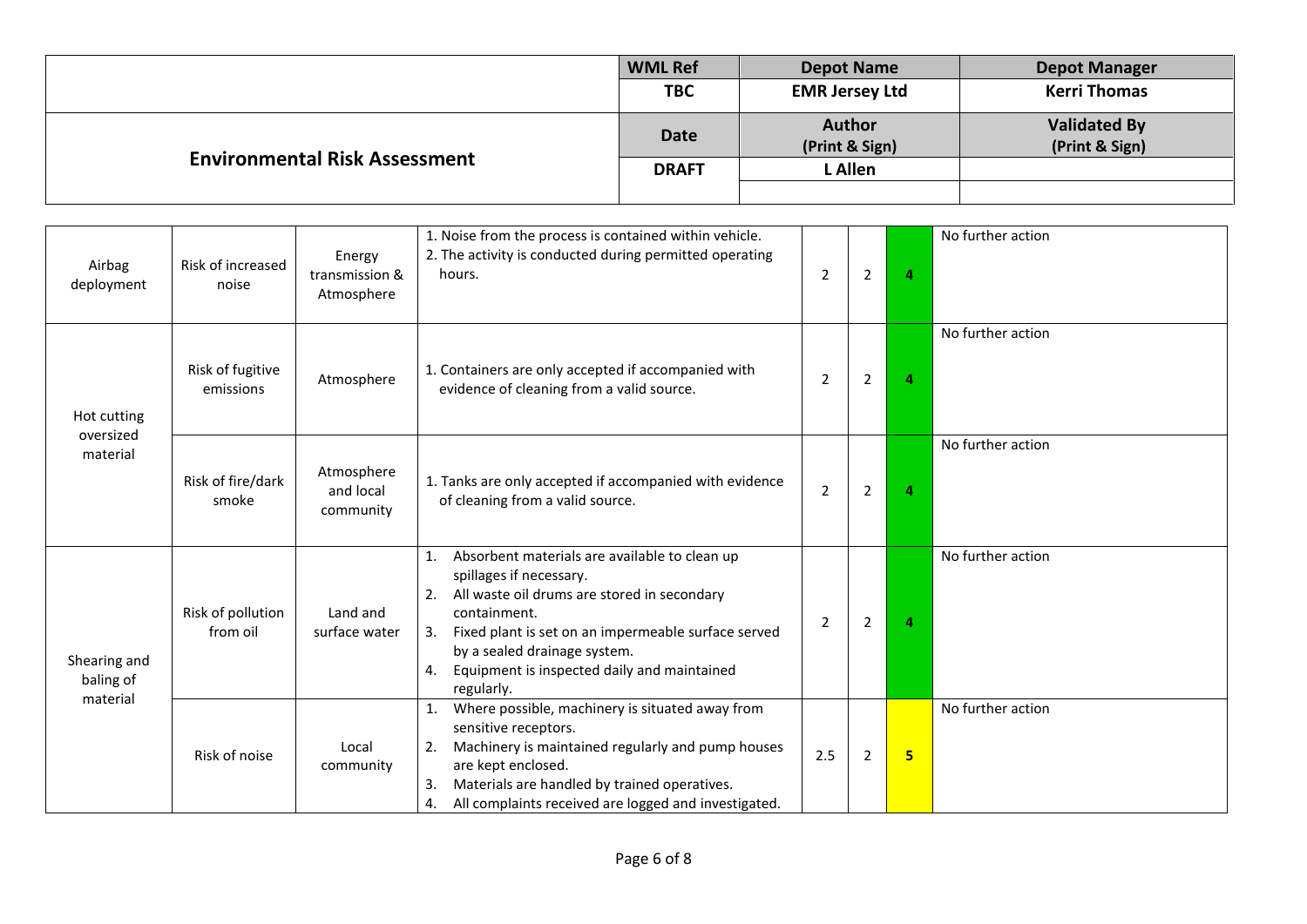| | WML Ref | Depot Name | Depot Manager |
|---|---|---|---|
| | TBC | EMR Jersey Ltd | Kerri Thomas |
| **Environmental Risk Assessment** | Date | Author (Print & Sign) | Validated By (Print & Sign) |
| | DRAFT | L Allen | |

| | | | | | | | |
|---|---|---|---|---|---|---|---|
| Airbag deployment | Risk of increased noise | Energy transmission & Atmosphere | 1. Noise from the process is contained within vehicle.<br>2. The activity is conducted during permitted operating hours. | 2 | 2 | 4 | No further action |
| Hot cutting oversized material | Risk of fugitive emissions | Atmosphere | 1. Containers are only accepted if accompanied with evidence of cleaning from a valid source. | 2 | 2 | 4 | No further action |
| | Risk of fire/dark smoke | Atmosphere and local community | 1. Tanks are only accepted if accompanied with evidence of cleaning from a valid source. | 2 | 2 | 4 | No further action |
| Shearing and baling of material | Risk of pollution from oil | Land and surface water | 1. Absorbent materials are available to clean up spillages if necessary.<br>2. All waste oil drums are stored in secondary containment.<br>3. Fixed plant is set on an impermeable surface served by a sealed drainage system.<br>4. Equipment is inspected daily and maintained regularly. | 2 | 2 | 4 | No further action |
| | Risk of noise | Local community | 1. Where possible, machinery is situated away from sensitive receptors.<br>2. Machinery is maintained regularly and pump houses are kept enclosed.<br>3. Materials are handled by trained operatives.<br>4. All complaints received are logged and investigated. | 2.5 | 2 | 5 | No further action |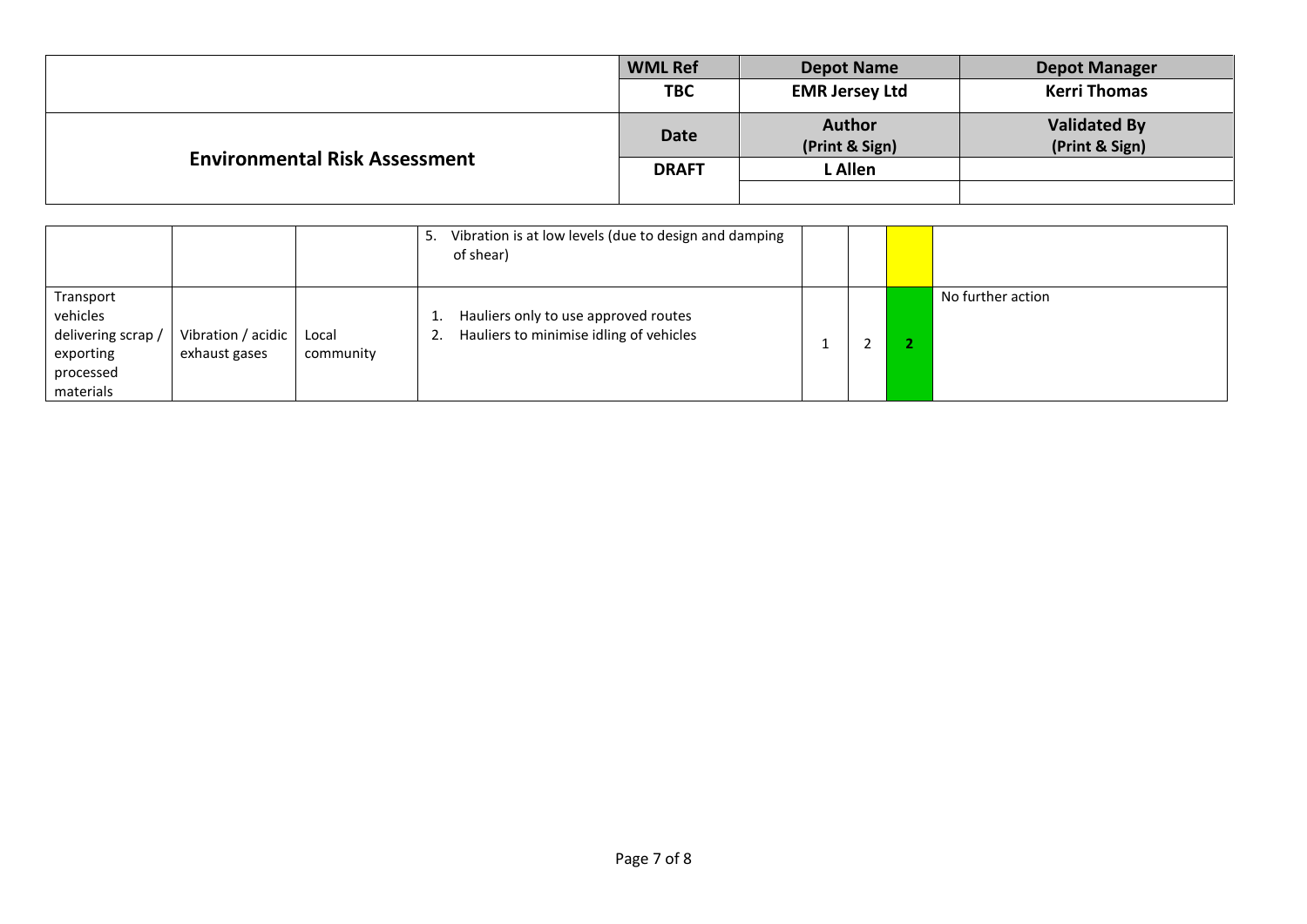| | | | |
|---|---|---|---|
| | WML Ref | Depot Name | Depot Manager |
| | TBC | EMR Jersey Ltd | Kerri Thomas |
| **Environmental Risk Assessment** | Date | Author (Print & Sign) | Validated By (Print & Sign) |
| | DRAFT | L Allen | |
| | | | |

| | | | | | | | |
|---|---|---|---|---|---|---|---|
| | | | 5. Vibration is at low levels (due to design and damping of shear) | | | | |
| Transport vehicles delivering scrap / exporting processed materials | Vibration / acidic exhaust gases | Local community | 1. Hauliers only to use approved routes<br>2. Hauliers to minimise idling of vehicles | 1 | 2 | **2** | No further action |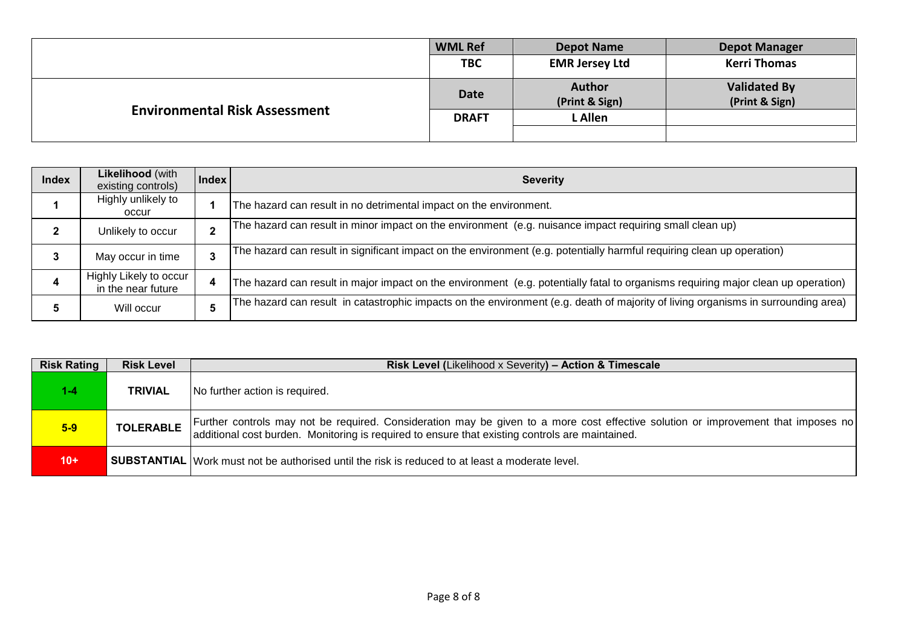| Environmental Risk Assessment | WML Ref | Depot Name | Depot Manager |
|---|---|---|---|
| | **TBC** | **EMR Jersey Ltd** | **Kerri Thomas** |
| | **Date** | **Author (Print & Sign)** | **Validated By (Print & Sign)** |
| | **DRAFT** | **L Allen** | |
| | | | |

| Index | Likelihood (with existing controls) | Index | Severity |
|---|---|---|---|
| **1** | Highly unlikely to occur | **1** | The hazard can result in no detrimental impact on the environment. |
| **2** | Unlikely to occur | **2** | The hazard can result in minor impact on the environment (e.g. nuisance impact requiring small clean up) |
| **3** | May occur in time | **3** | The hazard can result in significant impact on the environment (e.g. potentially harmful requiring clean up operation) |
| **4** | Highly Likely to occur in the near future | **4** | The hazard can result in major impact on the environment (e.g. potentially fatal to organisms requiring major clean up operation) |
| **5** | Will occur | **5** | The hazard can result in catastrophic impacts on the environment (e.g. death of majority of living organisms in surrounding area) |

| Risk Rating | Risk Level | Risk Level (Likelihood x Severity) – Action & Timescale |
|---|---|---|
| **1-4** | **TRIVIAL** | No further action is required. |
| **5-9** | **TOLERABLE** | Further controls may not be required. Consideration may be given to a more cost effective solution or improvement that imposes no additional cost burden. Monitoring is required to ensure that existing controls are maintained. |
| **10+** | **SUBSTANTIAL** | Work must not be authorised until the risk is reduced to at least a moderate level. |